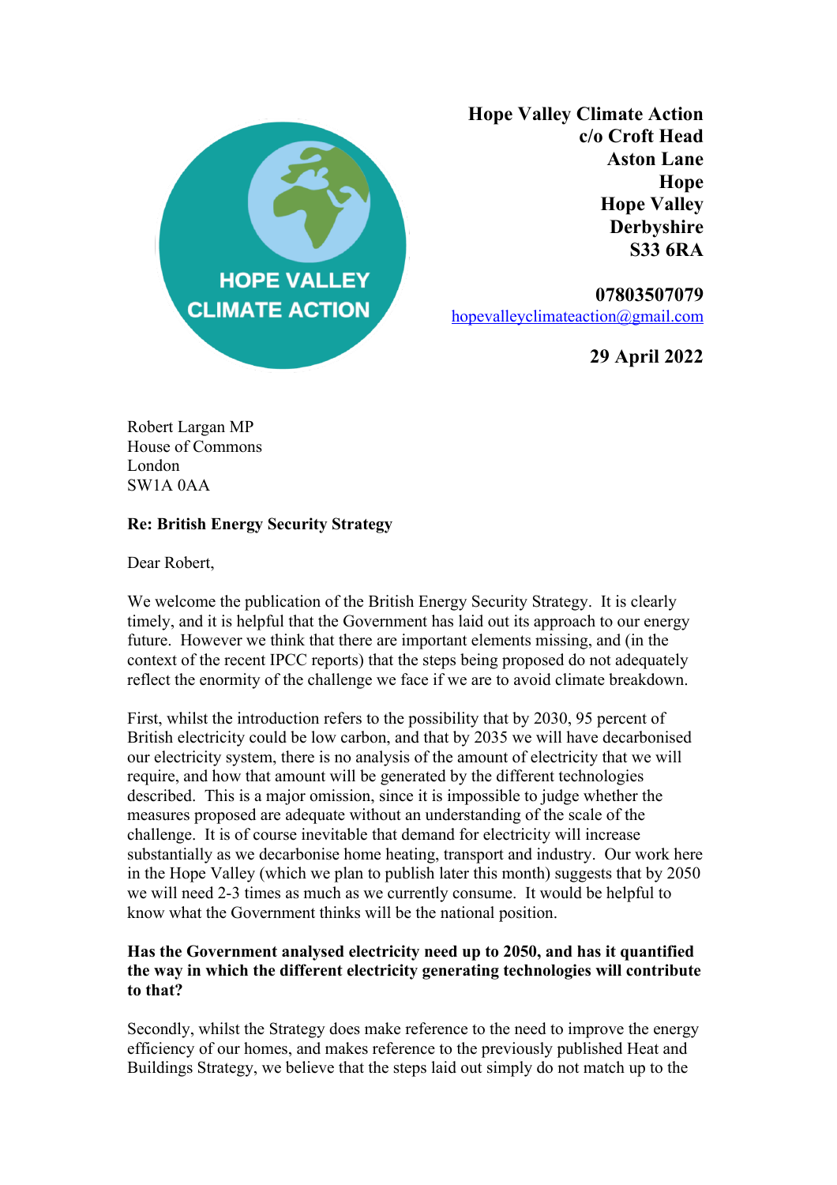**Hope Valley Climate Action**
**c/o Croft Head**
**Aston Lane**
**Hope**
**Hope Valley**
**Derbyshire**
**S33 6RA**

**07803507079**
hopevalleyclimateaction@gmail.com

**29 April 2022**

Robert Largan MP
House of Commons
London
SW1A 0AA

**Re: British Energy Security Strategy**

Dear Robert,

We welcome the publication of the British Energy Security Strategy. It is clearly timely, and it is helpful that the Government has laid out its approach to our energy future. However we think that there are important elements missing, and (in the context of the recent IPCC reports) that the steps being proposed do not adequately reflect the enormity of the challenge we face if we are to avoid climate breakdown.

First, whilst the introduction refers to the possibility that by 2030, 95 percent of British electricity could be low carbon, and that by 2035 we will have decarbonised our electricity system, there is no analysis of the amount of electricity that we will require, and how that amount will be generated by the different technologies described. This is a major omission, since it is impossible to judge whether the measures proposed are adequate without an understanding of the scale of the challenge. It is of course inevitable that demand for electricity will increase substantially as we decarbonise home heating, transport and industry. Our work here in the Hope Valley (which we plan to publish later this month) suggests that by 2050 we will need 2-3 times as much as we currently consume. It would be helpful to know what the Government thinks will be the national position.

**Has the Government analysed electricity need up to 2050, and has it quantified the way in which the different electricity generating technologies will contribute to that?**

Secondly, whilst the Strategy does make reference to the need to improve the energy efficiency of our homes, and makes reference to the previously published Heat and Buildings Strategy, we believe that the steps laid out simply do not match up to the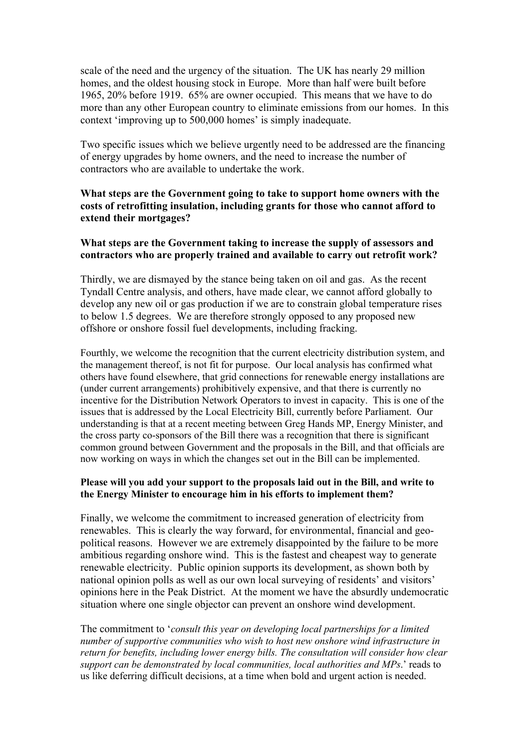scale of the need and the urgency of the situation. The UK has nearly 29 million homes, and the oldest housing stock in Europe. More than half were built before 1965, 20% before 1919. 65% are owner occupied. This means that we have to do more than any other European country to eliminate emissions from our homes. In this context 'improving up to 500,000 homes' is simply inadequate.

Two specific issues which we believe urgently need to be addressed are the financing of energy upgrades by home owners, and the need to increase the number of contractors who are available to undertake the work.

**What steps are the Government going to take to support home owners with the costs of retrofitting insulation, including grants for those who cannot afford to extend their mortgages?**

**What steps are the Government taking to increase the supply of assessors and contractors who are properly trained and available to carry out retrofit work?**

Thirdly, we are dismayed by the stance being taken on oil and gas. As the recent Tyndall Centre analysis, and others, have made clear, we cannot afford globally to develop any new oil or gas production if we are to constrain global temperature rises to below 1.5 degrees. We are therefore strongly opposed to any proposed new offshore or onshore fossil fuel developments, including fracking.

Fourthly, we welcome the recognition that the current electricity distribution system, and the management thereof, is not fit for purpose. Our local analysis has confirmed what others have found elsewhere, that grid connections for renewable energy installations are (under current arrangements) prohibitively expensive, and that there is currently no incentive for the Distribution Network Operators to invest in capacity. This is one of the issues that is addressed by the Local Electricity Bill, currently before Parliament. Our understanding is that at a recent meeting between Greg Hands MP, Energy Minister, and the cross party co-sponsors of the Bill there was a recognition that there is significant common ground between Government and the proposals in the Bill, and that officials are now working on ways in which the changes set out in the Bill can be implemented.

**Please will you add your support to the proposals laid out in the Bill, and write to the Energy Minister to encourage him in his efforts to implement them?**

Finally, we welcome the commitment to increased generation of electricity from renewables. This is clearly the way forward, for environmental, financial and geo-political reasons. However we are extremely disappointed by the failure to be more ambitious regarding onshore wind. This is the fastest and cheapest way to generate renewable electricity. Public opinion supports its development, as shown both by national opinion polls as well as our own local surveying of residents' and visitors' opinions here in the Peak District. At the moment we have the absurdly undemocratic situation where one single objector can prevent an onshore wind development.

The commitment to '*consult this year on developing local partnerships for a limited number of supportive communities who wish to host new onshore wind infrastructure in return for benefits, including lower energy bills. The consultation will consider how clear support can be demonstrated by local communities, local authorities and MPs*.' reads to us like deferring difficult decisions, at a time when bold and urgent action is needed.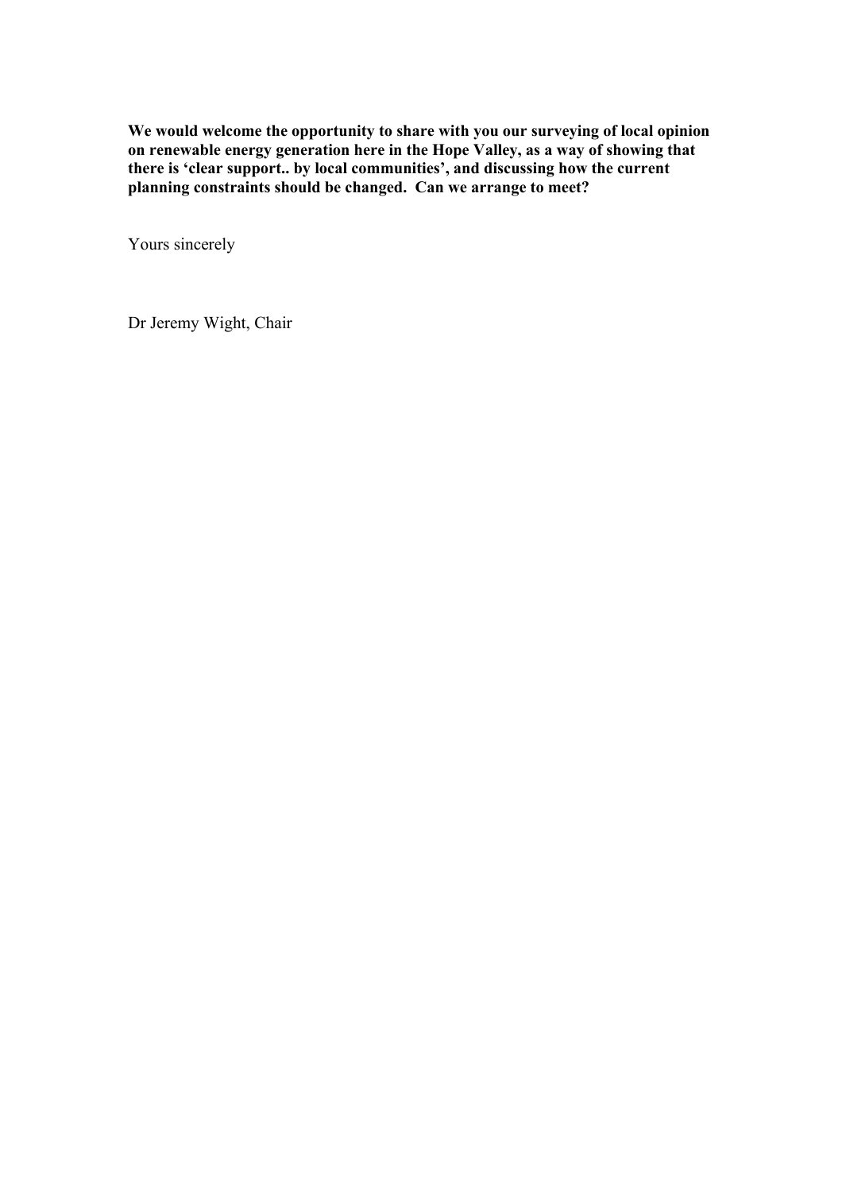**We would welcome the opportunity to share with you our surveying of local opinion on renewable energy generation here in the Hope Valley, as a way of showing that there is 'clear support.. by local communities', and discussing how the current planning constraints should be changed. Can we arrange to meet?**

Yours sincerely

Dr Jeremy Wight, Chair